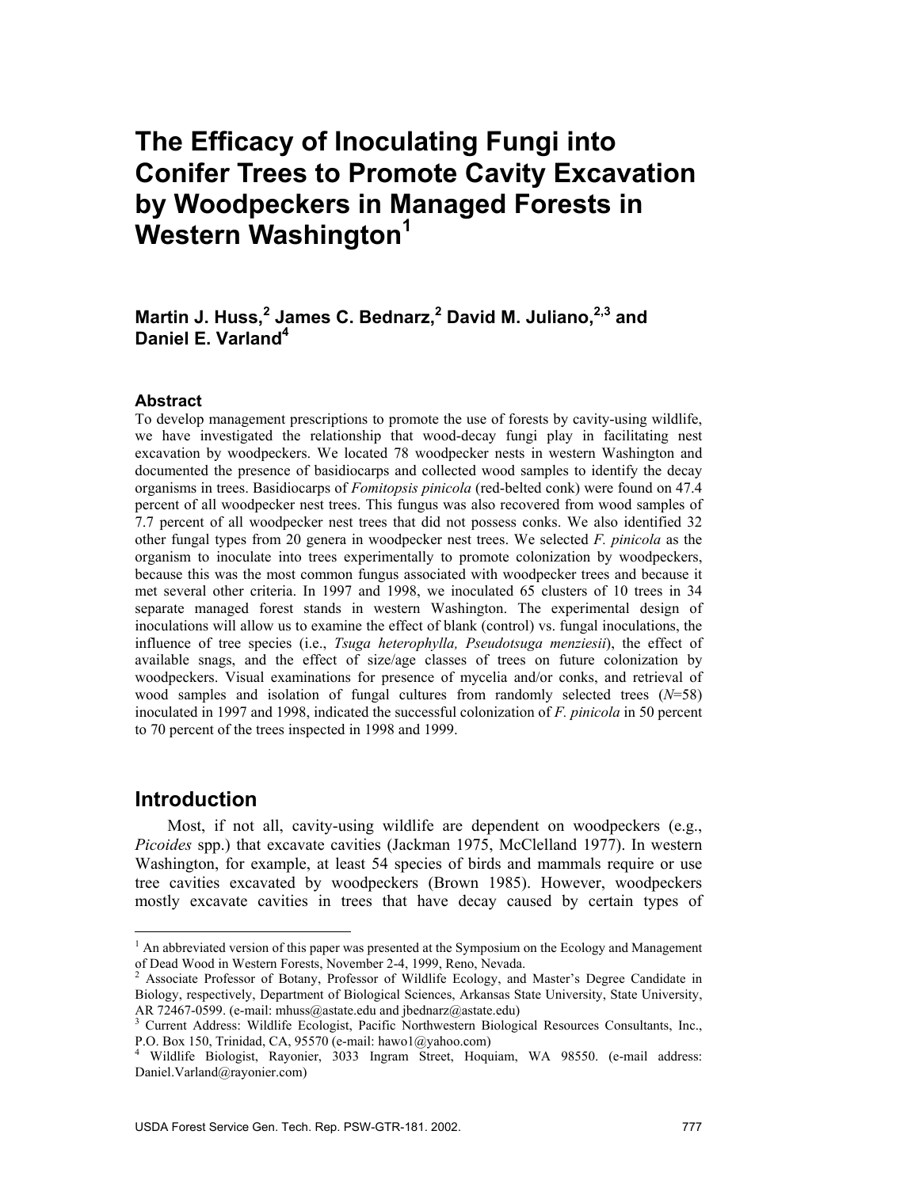# The Efficacy of Inoculating Fungi into Conifer Trees to Promote Cavity Excavation by Woodpeckers in Managed Forests in Western Washington[1]

**Martin J. Huss,[2] James C. Bednarz,[2] David M. Juliano,[2,3] and Daniel E. Varland[4]**

### Abstract

To develop management prescriptions to promote the use of forests by cavity-using wildlife, we have investigated the relationship that wood-decay fungi play in facilitating nest excavation by woodpeckers. We located 78 woodpecker nests in western Washington and documented the presence of basidiocarps and collected wood samples to identify the decay organisms in trees. Basidiocarps of *Fomitopsis pinicola* (red-belted conk) were found on 47.4 percent of all woodpecker nest trees. This fungus was also recovered from wood samples of 7.7 percent of all woodpecker nest trees that did not possess conks. We also identified 32 other fungal types from 20 genera in woodpecker nest trees. We selected *F. pinicola* as the organism to inoculate into trees experimentally to promote colonization by woodpeckers, because this was the most common fungus associated with woodpecker trees and because it met several other criteria. In 1997 and 1998, we inoculated 65 clusters of 10 trees in 34 separate managed forest stands in western Washington. The experimental design of inoculations will allow us to examine the effect of blank (control) vs. fungal inoculations, the influence of tree species (i.e., *Tsuga heterophylla, Pseudotsuga menziesii*), the effect of available snags, and the effect of size/age classes of trees on future colonization by woodpeckers. Visual examinations for presence of mycelia and/or conks, and retrieval of wood samples and isolation of fungal cultures from randomly selected trees (*N*=58) inoculated in 1997 and 1998, indicated the successful colonization of *F. pinicola* in 50 percent to 70 percent of the trees inspected in 1998 and 1999.

## Introduction

Most, if not all, cavity-using wildlife are dependent on woodpeckers (e.g., *Picoides* spp.) that excavate cavities (Jackman 1975, McClelland 1977). In western Washington, for example, at least 54 species of birds and mammals require or use tree cavities excavated by woodpeckers (Brown 1985). However, woodpeckers mostly excavate cavities in trees that have decay caused by certain types of

---

[1] An abbreviated version of this paper was presented at the Symposium on the Ecology and Management of Dead Wood in Western Forests, November 2-4, 1999, Reno, Nevada.

[2] Associate Professor of Botany, Professor of Wildlife Ecology, and Master's Degree Candidate in Biology, respectively, Department of Biological Sciences, Arkansas State University, State University, AR 72467-0599. (e-mail: mhuss@astate.edu and jbednarz@astate.edu)

[3] Current Address: Wildlife Ecologist, Pacific Northwestern Biological Resources Consultants, Inc., P.O. Box 150, Trinidad, CA, 95570 (e-mail: hawo1@yahoo.com)

[4] Wildlife Biologist, Rayonier, 3033 Ingram Street, Hoquiam, WA 98550. (e-mail address: Daniel.Varland@rayonier.com)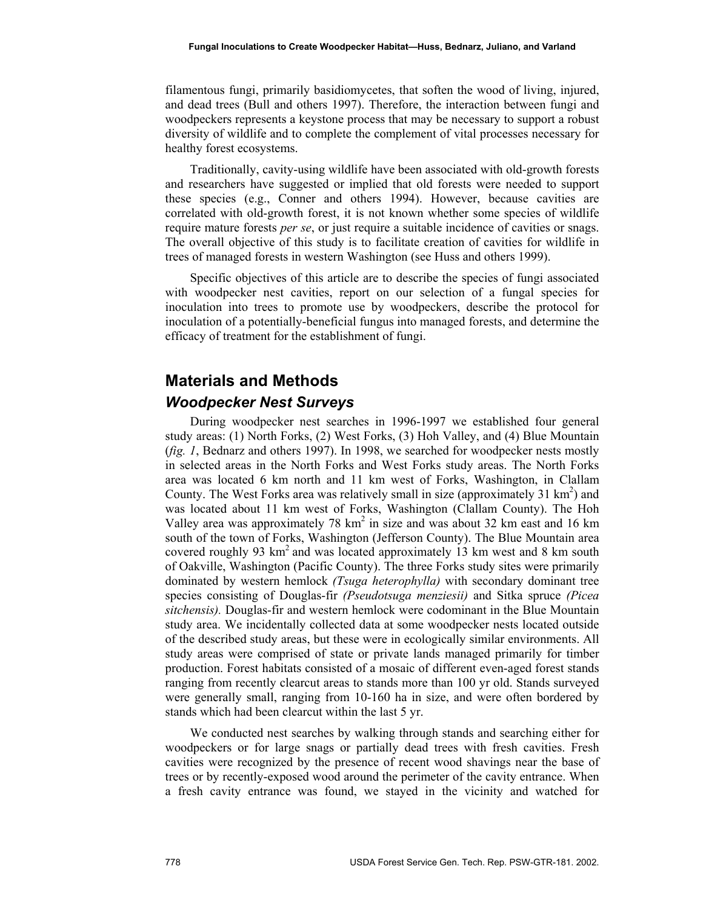filamentous fungi, primarily basidiomycetes, that soften the wood of living, injured, and dead trees (Bull and others 1997). Therefore, the interaction between fungi and woodpeckers represents a keystone process that may be necessary to support a robust diversity of wildlife and to complete the complement of vital processes necessary for healthy forest ecosystems.

Traditionally, cavity-using wildlife have been associated with old-growth forests and researchers have suggested or implied that old forests were needed to support these species (e.g., Conner and others 1994). However, because cavities are correlated with old-growth forest, it is not known whether some species of wildlife require mature forests *per se*, or just require a suitable incidence of cavities or snags. The overall objective of this study is to facilitate creation of cavities for wildlife in trees of managed forests in western Washington (see Huss and others 1999).

Specific objectives of this article are to describe the species of fungi associated with woodpecker nest cavities, report on our selection of a fungal species for inoculation into trees to promote use by woodpeckers, describe the protocol for inoculation of a potentially-beneficial fungus into managed forests, and determine the efficacy of treatment for the establishment of fungi.

## Materials and Methods

### *Woodpecker Nest Surveys*

During woodpecker nest searches in 1996-1997 we established four general study areas: (1) North Forks, (2) West Forks, (3) Hoh Valley, and (4) Blue Mountain (*fig. 1*, Bednarz and others 1997). In 1998, we searched for woodpecker nests mostly in selected areas in the North Forks and West Forks study areas. The North Forks area was located 6 km north and 11 km west of Forks, Washington, in Clallam County. The West Forks area was relatively small in size (approximately 31 km$^2$) and was located about 11 km west of Forks, Washington (Clallam County). The Hoh Valley area was approximately 78 km$^2$ in size and was about 32 km east and 16 km south of the town of Forks, Washington (Jefferson County). The Blue Mountain area covered roughly 93 km$^2$ and was located approximately 13 km west and 8 km south of Oakville, Washington (Pacific County). The three Forks study sites were primarily dominated by western hemlock *(Tsuga heterophylla)* with secondary dominant tree species consisting of Douglas-fir *(Pseudotsuga menziesii)* and Sitka spruce *(Picea sitchensis).* Douglas-fir and western hemlock were codominant in the Blue Mountain study area. We incidentally collected data at some woodpecker nests located outside of the described study areas, but these were in ecologically similar environments. All study areas were comprised of state or private lands managed primarily for timber production. Forest habitats consisted of a mosaic of different even-aged forest stands ranging from recently clearcut areas to stands more than 100 yr old. Stands surveyed were generally small, ranging from 10-160 ha in size, and were often bordered by stands which had been clearcut within the last 5 yr.

We conducted nest searches by walking through stands and searching either for woodpeckers or for large snags or partially dead trees with fresh cavities. Fresh cavities were recognized by the presence of recent wood shavings near the base of trees or by recently-exposed wood around the perimeter of the cavity entrance. When a fresh cavity entrance was found, we stayed in the vicinity and watched for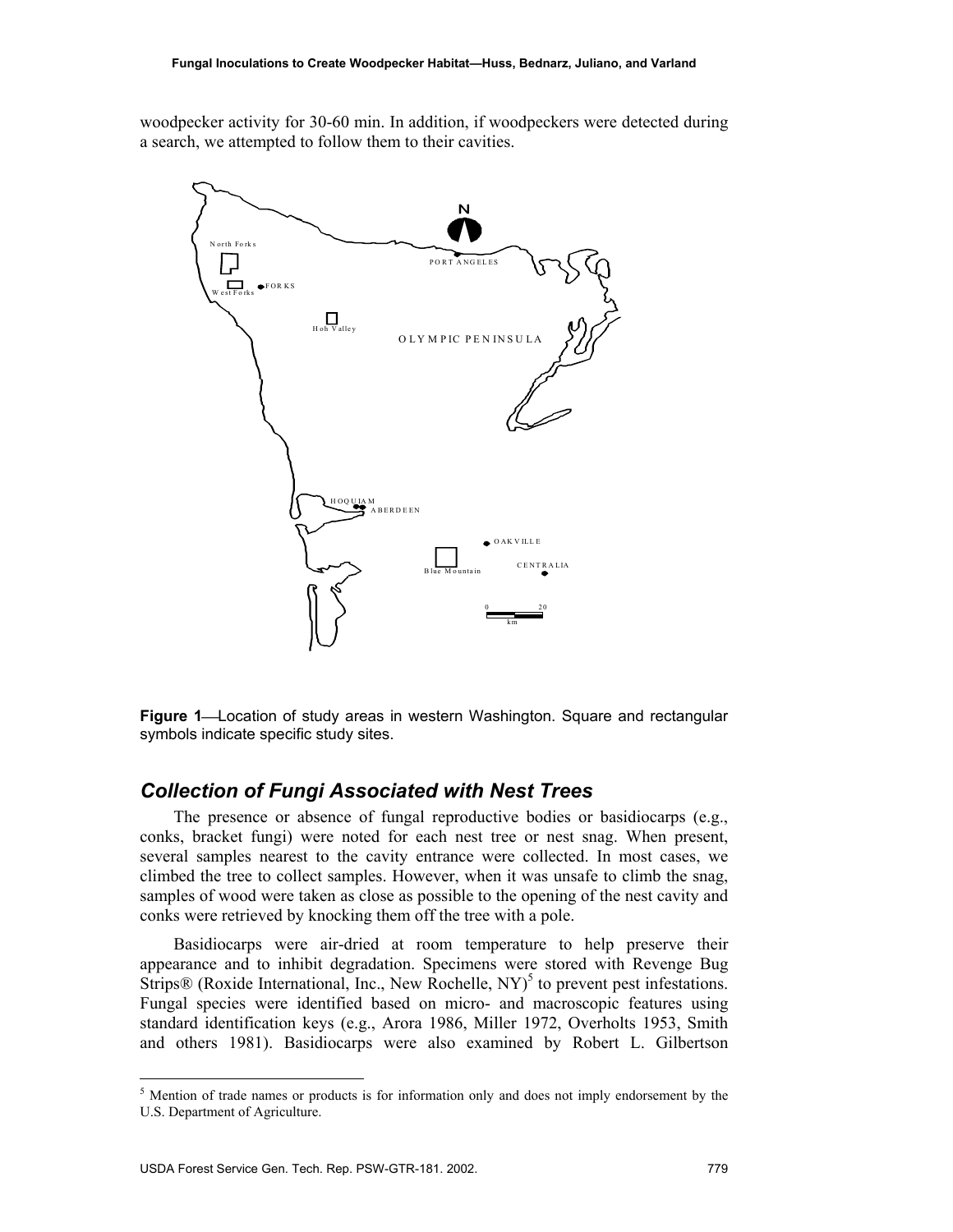woodpecker activity for 30-60 min. In addition, if woodpeckers were detected during a search, we attempted to follow them to their cavities.

**Figure 1**—Location of study areas in western Washington. Square and rectangular symbols indicate specific study sites.

## *Collection of Fungi Associated with Nest Trees*

The presence or absence of fungal reproductive bodies or basidiocarps (e.g., conks, bracket fungi) were noted for each nest tree or nest snag. When present, several samples nearest to the cavity entrance were collected. In most cases, we climbed the tree to collect samples. However, when it was unsafe to climb the snag, samples of wood were taken as close as possible to the opening of the nest cavity and conks were retrieved by knocking them off the tree with a pole.

Basidiocarps were air-dried at room temperature to help preserve their appearance and to inhibit degradation. Specimens were stored with Revenge Bug Strips® (Roxide International, Inc., New Rochelle, NY)[5] to prevent pest infestations. Fungal species were identified based on micro- and macroscopic features using standard identification keys (e.g., Arora 1986, Miller 1972, Overholts 1953, Smith and others 1981). Basidiocarps were also examined by Robert L. Gilbertson

[5] Mention of trade names or products is for information only and does not imply endorsement by the U.S. Department of Agriculture.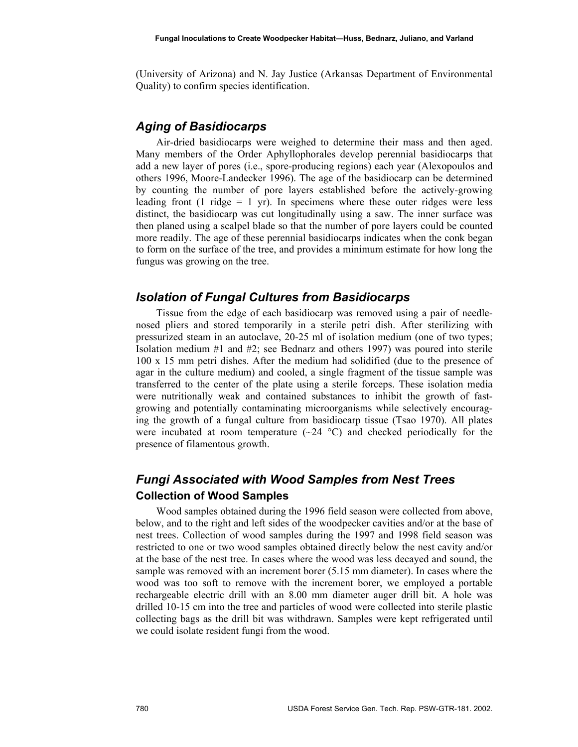(University of Arizona) and N. Jay Justice (Arkansas Department of Environmental Quality) to confirm species identification.

## *Aging of Basidiocarps*

Air-dried basidiocarps were weighed to determine their mass and then aged. Many members of the Order Aphyllophorales develop perennial basidiocarps that add a new layer of pores (i.e., spore-producing regions) each year (Alexopoulos and others 1996, Moore-Landecker 1996). The age of the basidiocarp can be determined by counting the number of pore layers established before the actively-growing leading front (1 ridge = 1 yr). In specimens where these outer ridges were less distinct, the basidiocarp was cut longitudinally using a saw. The inner surface was then planed using a scalpel blade so that the number of pore layers could be counted more readily. The age of these perennial basidiocarps indicates when the conk began to form on the surface of the tree, and provides a minimum estimate for how long the fungus was growing on the tree.

## *Isolation of Fungal Cultures from Basidiocarps*

Tissue from the edge of each basidiocarp was removed using a pair of needle-nosed pliers and stored temporarily in a sterile petri dish. After sterilizing with pressurized steam in an autoclave, 20-25 ml of isolation medium (one of two types; Isolation medium #1 and #2; see Bednarz and others 1997) was poured into sterile 100 x 15 mm petri dishes. After the medium had solidified (due to the presence of agar in the culture medium) and cooled, a single fragment of the tissue sample was transferred to the center of the plate using a sterile forceps. These isolation media were nutritionally weak and contained substances to inhibit the growth of fast-growing and potentially contaminating microorganisms while selectively encouraging the growth of a fungal culture from basidiocarp tissue (Tsao 1970). All plates were incubated at room temperature (~24 °C) and checked periodically for the presence of filamentous growth.

## *Fungi Associated with Wood Samples from Nest Trees*

### Collection of Wood Samples

Wood samples obtained during the 1996 field season were collected from above, below, and to the right and left sides of the woodpecker cavities and/or at the base of nest trees. Collection of wood samples during the 1997 and 1998 field season was restricted to one or two wood samples obtained directly below the nest cavity and/or at the base of the nest tree. In cases where the wood was less decayed and sound, the sample was removed with an increment borer (5.15 mm diameter). In cases where the wood was too soft to remove with the increment borer, we employed a portable rechargeable electric drill with an 8.00 mm diameter auger drill bit. A hole was drilled 10-15 cm into the tree and particles of wood were collected into sterile plastic collecting bags as the drill bit was withdrawn. Samples were kept refrigerated until we could isolate resident fungi from the wood.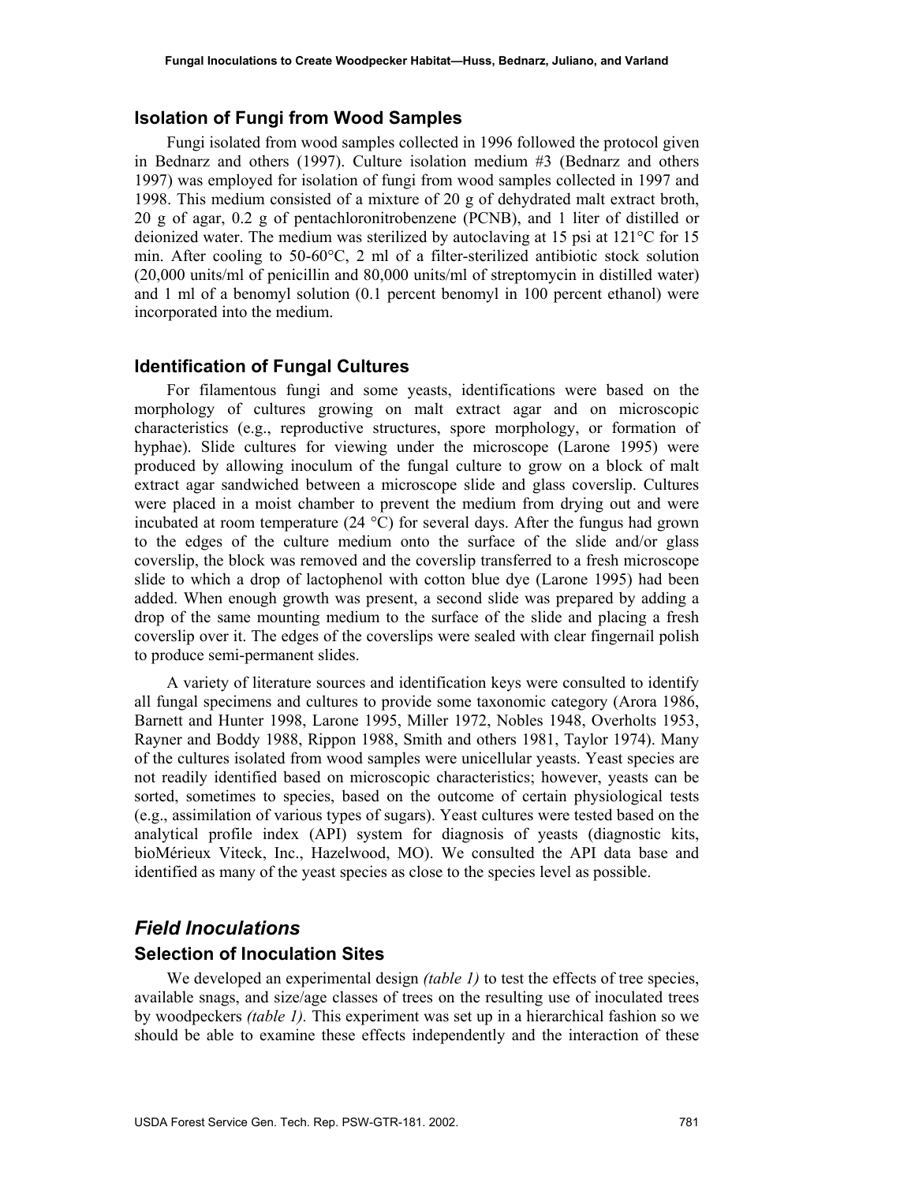### Isolation of Fungi from Wood Samples

Fungi isolated from wood samples collected in 1996 followed the protocol given in Bednarz and others (1997). Culture isolation medium #3 (Bednarz and others 1997) was employed for isolation of fungi from wood samples collected in 1997 and 1998. This medium consisted of a mixture of 20 g of dehydrated malt extract broth, 20 g of agar, 0.2 g of pentachloronitrobenzene (PCNB), and 1 liter of distilled or deionized water. The medium was sterilized by autoclaving at 15 psi at 121°C for 15 min. After cooling to 50-60°C, 2 ml of a filter-sterilized antibiotic stock solution (20,000 units/ml of penicillin and 80,000 units/ml of streptomycin in distilled water) and 1 ml of a benomyl solution (0.1 percent benomyl in 100 percent ethanol) were incorporated into the medium.

### Identification of Fungal Cultures

For filamentous fungi and some yeasts, identifications were based on the morphology of cultures growing on malt extract agar and on microscopic characteristics (e.g., reproductive structures, spore morphology, or formation of hyphae). Slide cultures for viewing under the microscope (Larone 1995) were produced by allowing inoculum of the fungal culture to grow on a block of malt extract agar sandwiched between a microscope slide and glass coverslip. Cultures were placed in a moist chamber to prevent the medium from drying out and were incubated at room temperature (24 °C) for several days. After the fungus had grown to the edges of the culture medium onto the surface of the slide and/or glass coverslip, the block was removed and the coverslip transferred to a fresh microscope slide to which a drop of lactophenol with cotton blue dye (Larone 1995) had been added. When enough growth was present, a second slide was prepared by adding a drop of the same mounting medium to the surface of the slide and placing a fresh coverslip over it. The edges of the coverslips were sealed with clear fingernail polish to produce semi-permanent slides.

A variety of literature sources and identification keys were consulted to identify all fungal specimens and cultures to provide some taxonomic category (Arora 1986, Barnett and Hunter 1998, Larone 1995, Miller 1972, Nobles 1948, Overholts 1953, Rayner and Boddy 1988, Rippon 1988, Smith and others 1981, Taylor 1974). Many of the cultures isolated from wood samples were unicellular yeasts. Yeast species are not readily identified based on microscopic characteristics; however, yeasts can be sorted, sometimes to species, based on the outcome of certain physiological tests (e.g., assimilation of various types of sugars). Yeast cultures were tested based on the analytical profile index (API) system for diagnosis of yeasts (diagnostic kits, bioMérieux Viteck, Inc., Hazelwood, MO). We consulted the API data base and identified as many of the yeast species as close to the species level as possible.

## *Field Inoculations*

### Selection of Inoculation Sites

We developed an experimental design *(table 1)* to test the effects of tree species, available snags, and size/age classes of trees on the resulting use of inoculated trees by woodpeckers *(table 1).* This experiment was set up in a hierarchical fashion so we should be able to examine these effects independently and the interaction of these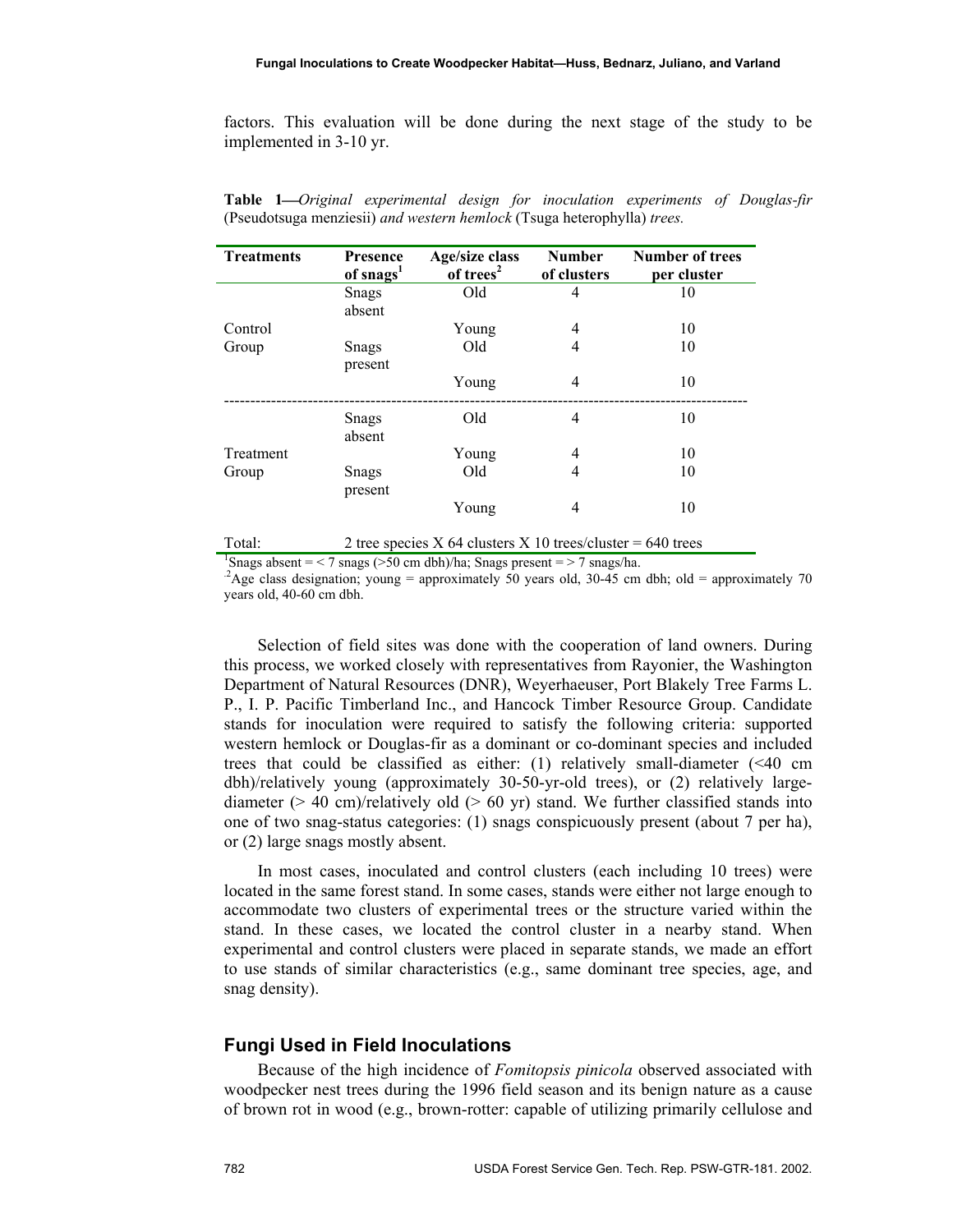factors. This evaluation will be done during the next stage of the study to be implemented in 3-10 yr.

**Table 1**—*Original experimental design for inoculation experiments of Douglas-fir* (Pseudotsuga menziesii) *and western hemlock* (Tsuga heterophylla) *trees.*

| Treatments | Presence of snags[1] | Age/size class of trees[2] | Number of clusters | Number of trees per cluster |
|---|---|---|---|---|
| Control Group | Snags absent | Old | 4 | 10 |
| | | Young | 4 | 10 |
| | Snags present | Old | 4 | 10 |
| | | Young | 4 | 10 |
| Treatment Group | Snags absent | Old | 4 | 10 |
| | | Young | 4 | 10 |
| | Snags present | Old | 4 | 10 |
| | | Young | 4 | 10 |
| Total: | 2 tree species X 64 clusters X 10 trees/cluster = 640 trees | | | |

[1]Snags absent = < 7 snags (>50 cm dbh)/ha; Snags present = > 7 snags/ha.
[2]Age class designation; young = approximately 50 years old, 30-45 cm dbh; old = approximately 70 years old, 40-60 cm dbh.

Selection of field sites was done with the cooperation of land owners. During this process, we worked closely with representatives from Rayonier, the Washington Department of Natural Resources (DNR), Weyerhaeuser, Port Blakely Tree Farms L. P., I. P. Pacific Timberland Inc., and Hancock Timber Resource Group. Candidate stands for inoculation were required to satisfy the following criteria: supported western hemlock or Douglas-fir as a dominant or co-dominant species and included trees that could be classified as either: (1) relatively small-diameter (<40 cm dbh)/relatively young (approximately 30-50-yr-old trees), or (2) relatively large-diameter (> 40 cm)/relatively old (> 60 yr) stand. We further classified stands into one of two snag-status categories: (1) snags conspicuously present (about 7 per ha), or (2) large snags mostly absent.

In most cases, inoculated and control clusters (each including 10 trees) were located in the same forest stand. In some cases, stands were either not large enough to accommodate two clusters of experimental trees or the structure varied within the stand. In these cases, we located the control cluster in a nearby stand. When experimental and control clusters were placed in separate stands, we made an effort to use stands of similar characteristics (e.g., same dominant tree species, age, and snag density).

## Fungi Used in Field Inoculations

Because of the high incidence of *Fomitopsis pinicola* observed associated with woodpecker nest trees during the 1996 field season and its benign nature as a cause of brown rot in wood (e.g., brown-rotter: capable of utilizing primarily cellulose and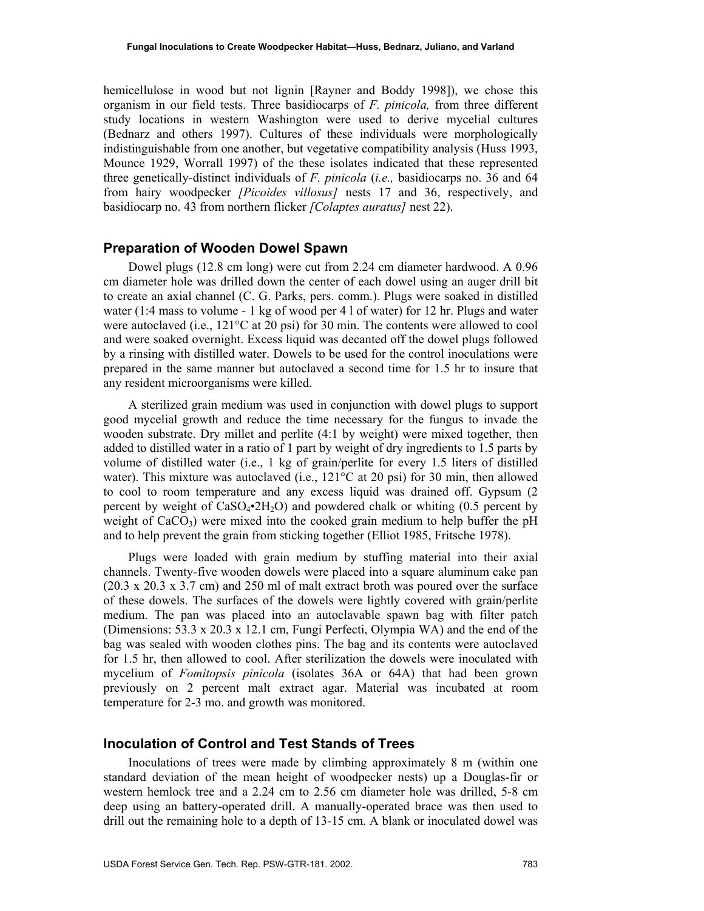hemicellulose in wood but not lignin [Rayner and Boddy 1998]), we chose this organism in our field tests. Three basidiocarps of *F. pinicola,* from three different study locations in western Washington were used to derive mycelial cultures (Bednarz and others 1997). Cultures of these individuals were morphologically indistinguishable from one another, but vegetative compatibility analysis (Huss 1993, Mounce 1929, Worrall 1997) of the these isolates indicated that these represented three genetically-distinct individuals of *F. pinicola* (*i.e.,* basidiocarps no. 36 and 64 from hairy woodpecker *[Picoides villosus]* nests 17 and 36, respectively, and basidiocarp no. 43 from northern flicker *[Colaptes auratus]* nest 22).

## Preparation of Wooden Dowel Spawn

Dowel plugs (12.8 cm long) were cut from 2.24 cm diameter hardwood. A 0.96 cm diameter hole was drilled down the center of each dowel using an auger drill bit to create an axial channel (C. G. Parks, pers. comm.). Plugs were soaked in distilled water (1:4 mass to volume - 1 kg of wood per 4 l of water) for 12 hr. Plugs and water were autoclaved (i.e., 121°C at 20 psi) for 30 min. The contents were allowed to cool and were soaked overnight. Excess liquid was decanted off the dowel plugs followed by a rinsing with distilled water. Dowels to be used for the control inoculations were prepared in the same manner but autoclaved a second time for 1.5 hr to insure that any resident microorganisms were killed.

A sterilized grain medium was used in conjunction with dowel plugs to support good mycelial growth and reduce the time necessary for the fungus to invade the wooden substrate. Dry millet and perlite (4:1 by weight) were mixed together, then added to distilled water in a ratio of 1 part by weight of dry ingredients to 1.5 parts by volume of distilled water (i.e., 1 kg of grain/perlite for every 1.5 liters of distilled water). This mixture was autoclaved (i.e., 121°C at 20 psi) for 30 min, then allowed to cool to room temperature and any excess liquid was drained off. Gypsum (2 percent by weight of $CaSO_4{\bullet}2H_2O$) and powdered chalk or whiting (0.5 percent by weight of $CaCO_3$) were mixed into the cooked grain medium to help buffer the pH and to help prevent the grain from sticking together (Elliot 1985, Fritsche 1978).

Plugs were loaded with grain medium by stuffing material into their axial channels. Twenty-five wooden dowels were placed into a square aluminum cake pan (20.3 x 20.3 x 3.7 cm) and 250 ml of malt extract broth was poured over the surface of these dowels. The surfaces of the dowels were lightly covered with grain/perlite medium. The pan was placed into an autoclavable spawn bag with filter patch (Dimensions: 53.3 x 20.3 x 12.1 cm, Fungi Perfecti, Olympia WA) and the end of the bag was sealed with wooden clothes pins. The bag and its contents were autoclaved for 1.5 hr, then allowed to cool. After sterilization the dowels were inoculated with mycelium of *Fomitopsis pinicola* (isolates 36A or 64A) that had been grown previously on 2 percent malt extract agar. Material was incubated at room temperature for 2-3 mo. and growth was monitored.

## Inoculation of Control and Test Stands of Trees

Inoculations of trees were made by climbing approximately 8 m (within one standard deviation of the mean height of woodpecker nests) up a Douglas-fir or western hemlock tree and a 2.24 cm to 2.56 cm diameter hole was drilled, 5-8 cm deep using an battery-operated drill. A manually-operated brace was then used to drill out the remaining hole to a depth of 13-15 cm. A blank or inoculated dowel was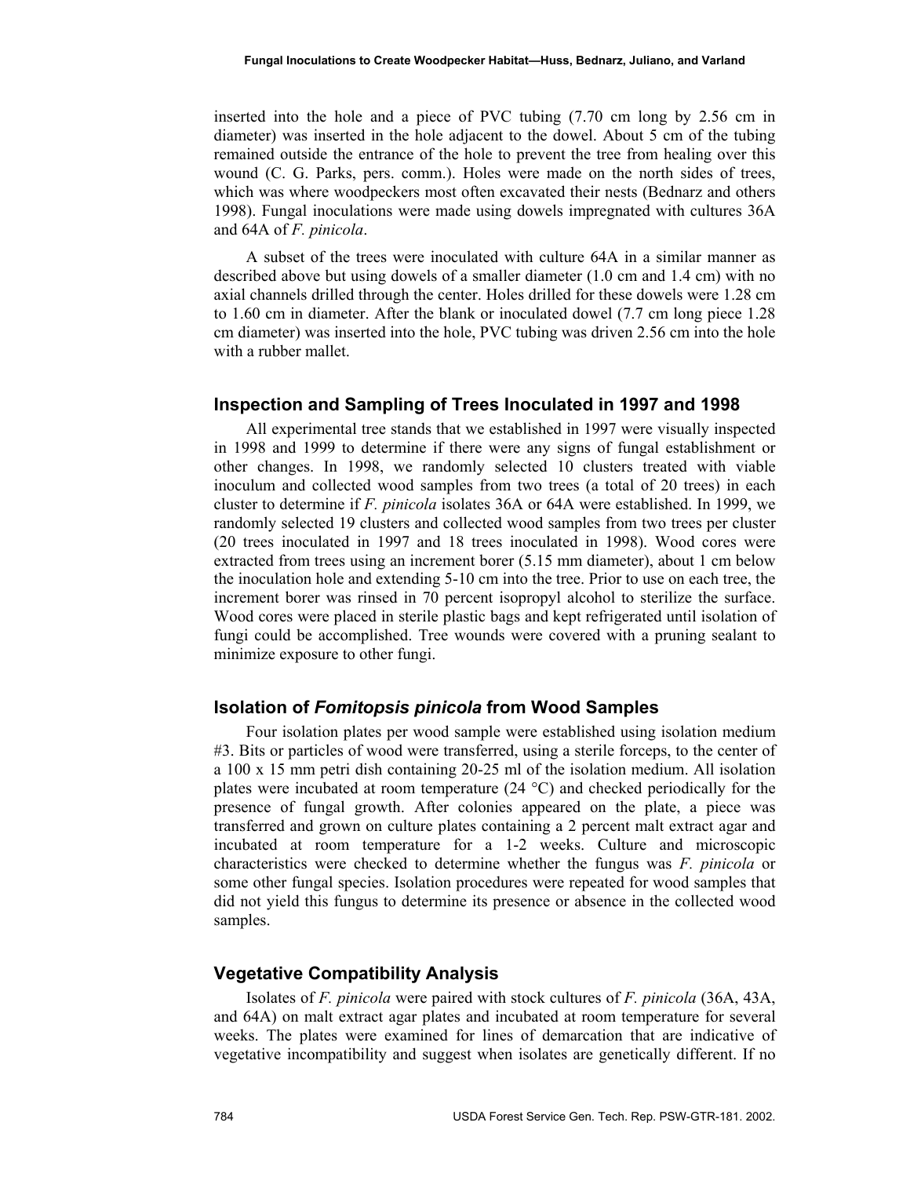inserted into the hole and a piece of PVC tubing (7.70 cm long by 2.56 cm in diameter) was inserted in the hole adjacent to the dowel. About 5 cm of the tubing remained outside the entrance of the hole to prevent the tree from healing over this wound (C. G. Parks, pers. comm.). Holes were made on the north sides of trees, which was where woodpeckers most often excavated their nests (Bednarz and others 1998). Fungal inoculations were made using dowels impregnated with cultures 36A and 64A of *F. pinicola*.

A subset of the trees were inoculated with culture 64A in a similar manner as described above but using dowels of a smaller diameter (1.0 cm and 1.4 cm) with no axial channels drilled through the center. Holes drilled for these dowels were 1.28 cm to 1.60 cm in diameter. After the blank or inoculated dowel (7.7 cm long piece 1.28 cm diameter) was inserted into the hole, PVC tubing was driven 2.56 cm into the hole with a rubber mallet.

## Inspection and Sampling of Trees Inoculated in 1997 and 1998

All experimental tree stands that we established in 1997 were visually inspected in 1998 and 1999 to determine if there were any signs of fungal establishment or other changes. In 1998, we randomly selected 10 clusters treated with viable inoculum and collected wood samples from two trees (a total of 20 trees) in each cluster to determine if *F. pinicola* isolates 36A or 64A were established. In 1999, we randomly selected 19 clusters and collected wood samples from two trees per cluster (20 trees inoculated in 1997 and 18 trees inoculated in 1998). Wood cores were extracted from trees using an increment borer (5.15 mm diameter), about 1 cm below the inoculation hole and extending 5-10 cm into the tree. Prior to use on each tree, the increment borer was rinsed in 70 percent isopropyl alcohol to sterilize the surface. Wood cores were placed in sterile plastic bags and kept refrigerated until isolation of fungi could be accomplished. Tree wounds were covered with a pruning sealant to minimize exposure to other fungi.

## Isolation of *Fomitopsis pinicola* from Wood Samples

Four isolation plates per wood sample were established using isolation medium #3. Bits or particles of wood were transferred, using a sterile forceps, to the center of a 100 x 15 mm petri dish containing 20-25 ml of the isolation medium. All isolation plates were incubated at room temperature (24 °C) and checked periodically for the presence of fungal growth. After colonies appeared on the plate, a piece was transferred and grown on culture plates containing a 2 percent malt extract agar and incubated at room temperature for a 1-2 weeks. Culture and microscopic characteristics were checked to determine whether the fungus was *F. pinicola* or some other fungal species. Isolation procedures were repeated for wood samples that did not yield this fungus to determine its presence or absence in the collected wood samples.

## Vegetative Compatibility Analysis

Isolates of *F. pinicola* were paired with stock cultures of *F. pinicola* (36A, 43A, and 64A) on malt extract agar plates and incubated at room temperature for several weeks. The plates were examined for lines of demarcation that are indicative of vegetative incompatibility and suggest when isolates are genetically different. If no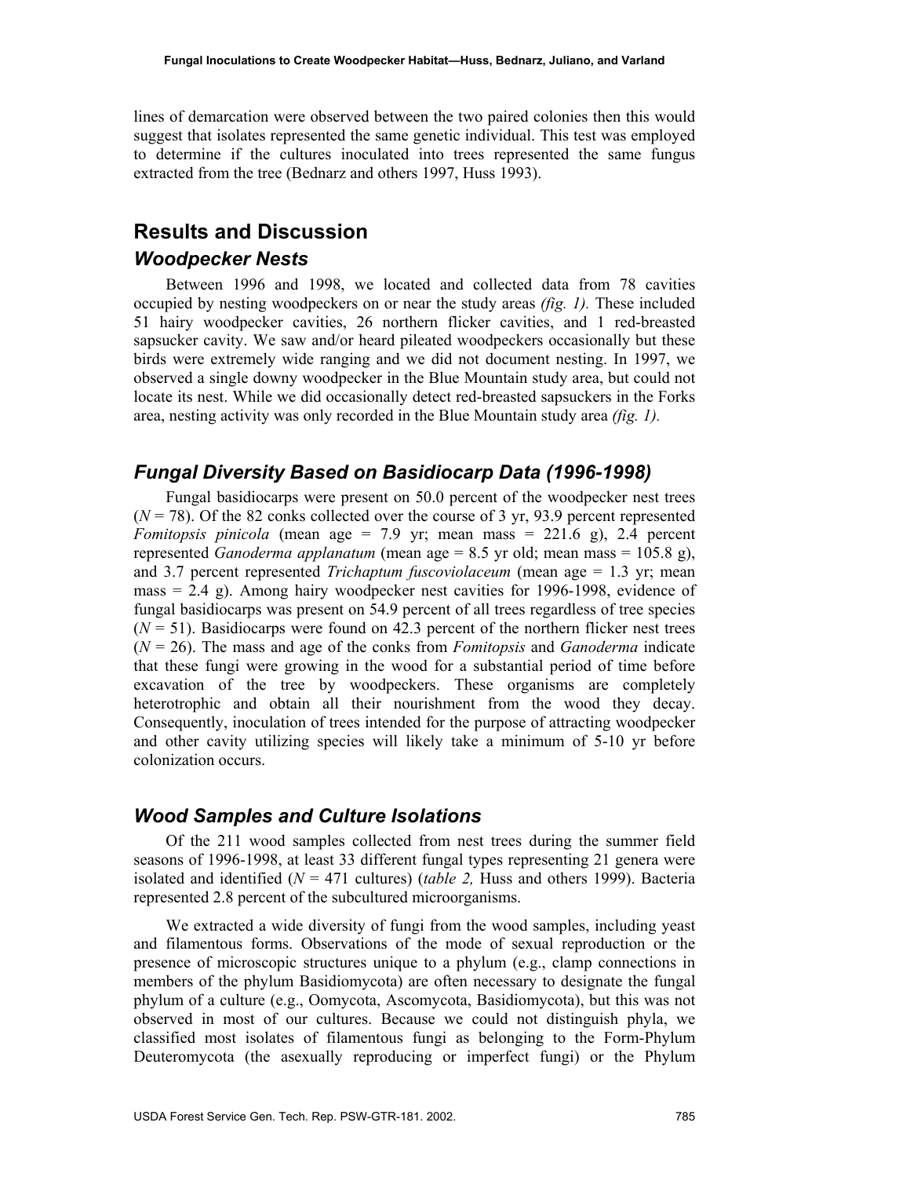lines of demarcation were observed between the two paired colonies then this would suggest that isolates represented the same genetic individual. This test was employed to determine if the cultures inoculated into trees represented the same fungus extracted from the tree (Bednarz and others 1997, Huss 1993).

## Results and Discussion

### Woodpecker Nests

Between 1996 and 1998, we located and collected data from 78 cavities occupied by nesting woodpeckers on or near the study areas *(fig. 1).* These included 51 hairy woodpecker cavities, 26 northern flicker cavities, and 1 red-breasted sapsucker cavity. We saw and/or heard pileated woodpeckers occasionally but these birds were extremely wide ranging and we did not document nesting. In 1997, we observed a single downy woodpecker in the Blue Mountain study area, but could not locate its nest. While we did occasionally detect red-breasted sapsuckers in the Forks area, nesting activity was only recorded in the Blue Mountain study area *(fig. 1).*

### Fungal Diversity Based on Basidiocarp Data (1996-1998)

Fungal basidiocarps were present on 50.0 percent of the woodpecker nest trees ($N = 78$). Of the 82 conks collected over the course of 3 yr, 93.9 percent represented *Fomitopsis pinicola* (mean age = 7.9 yr; mean mass = 221.6 g), 2.4 percent represented *Ganoderma applanatum* (mean age = 8.5 yr old; mean mass = 105.8 g), and 3.7 percent represented *Trichaptum fuscoviolaceum* (mean age = 1.3 yr; mean mass = 2.4 g). Among hairy woodpecker nest cavities for 1996-1998, evidence of fungal basidiocarps was present on 54.9 percent of all trees regardless of tree species ($N = 51$). Basidiocarps were found on 42.3 percent of the northern flicker nest trees ($N = 26$). The mass and age of the conks from *Fomitopsis* and *Ganoderma* indicate that these fungi were growing in the wood for a substantial period of time before excavation of the tree by woodpeckers. These organisms are completely heterotrophic and obtain all their nourishment from the wood they decay. Consequently, inoculation of trees intended for the purpose of attracting woodpecker and other cavity utilizing species will likely take a minimum of 5-10 yr before colonization occurs.

### Wood Samples and Culture Isolations

Of the 211 wood samples collected from nest trees during the summer field seasons of 1996-1998, at least 33 different fungal types representing 21 genera were isolated and identified ($N = 471$ cultures) (*table 2,* Huss and others 1999). Bacteria represented 2.8 percent of the subcultured microorganisms.

We extracted a wide diversity of fungi from the wood samples, including yeast and filamentous forms. Observations of the mode of sexual reproduction or the presence of microscopic structures unique to a phylum (e.g., clamp connections in members of the phylum Basidiomycota) are often necessary to designate the fungal phylum of a culture (e.g., Oomycota, Ascomycota, Basidiomycota), but this was not observed in most of our cultures. Because we could not distinguish phyla, we classified most isolates of filamentous fungi as belonging to the Form-Phylum Deuteromycota (the asexually reproducing or imperfect fungi) or the Phylum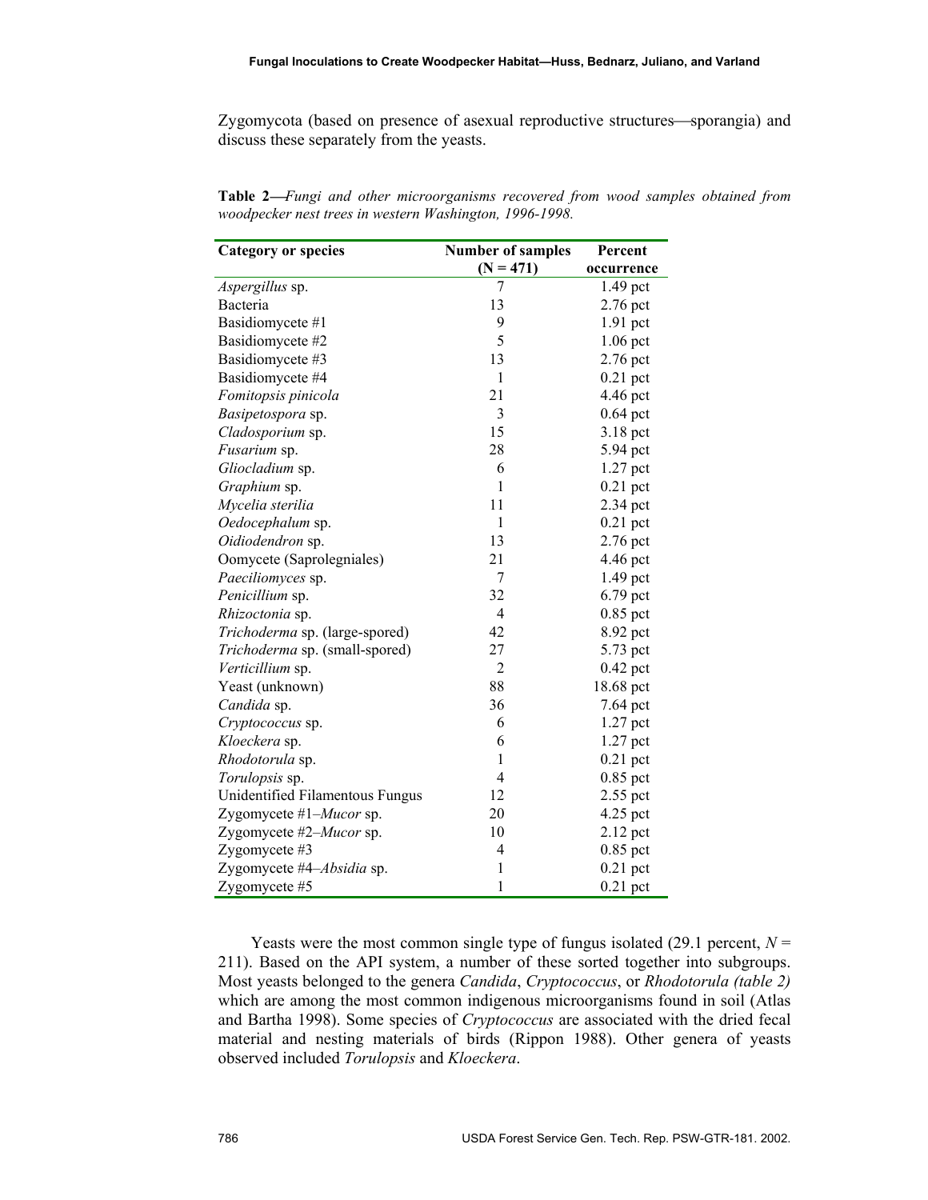Zygomycota (based on presence of asexual reproductive structures—sporangia) and discuss these separately from the yeasts.

**Table 2**—*Fungi and other microorganisms recovered from wood samples obtained from woodpecker nest trees in western Washington, 1996-1998.*

| Category or species | Number of samples (N = 471) | Percent occurrence |
|---|---|---|
| *Aspergillus* sp. | 7 | 1.49 pct |
| Bacteria | 13 | 2.76 pct |
| Basidiomycete #1 | 9 | 1.91 pct |
| Basidiomycete #2 | 5 | 1.06 pct |
| Basidiomycete #3 | 13 | 2.76 pct |
| Basidiomycete #4 | 1 | 0.21 pct |
| *Fomitopsis pinicola* | 21 | 4.46 pct |
| *Basipetospora* sp. | 3 | 0.64 pct |
| *Cladosporium* sp. | 15 | 3.18 pct |
| *Fusarium* sp. | 28 | 5.94 pct |
| *Gliocladium* sp. | 6 | 1.27 pct |
| *Graphium* sp. | 1 | 0.21 pct |
| *Mycelia sterilia* | 11 | 2.34 pct |
| *Oedocephalum* sp. | 1 | 0.21 pct |
| *Oidiodendron* sp. | 13 | 2.76 pct |
| Oomycete (Saprolegniales) | 21 | 4.46 pct |
| *Paeciliomyces* sp. | 7 | 1.49 pct |
| *Penicillium* sp. | 32 | 6.79 pct |
| *Rhizoctonia* sp. | 4 | 0.85 pct |
| *Trichoderma* sp. (large-spored) | 42 | 8.92 pct |
| *Trichoderma* sp. (small-spored) | 27 | 5.73 pct |
| *Verticillium* sp. | 2 | 0.42 pct |
| Yeast (unknown) | 88 | 18.68 pct |
| *Candida* sp. | 36 | 7.64 pct |
| *Cryptococcus* sp. | 6 | 1.27 pct |
| *Kloeckera* sp. | 6 | 1.27 pct |
| *Rhodotorula* sp. | 1 | 0.21 pct |
| *Torulopsis* sp. | 4 | 0.85 pct |
| Unidentified Filamentous Fungus | 12 | 2.55 pct |
| Zygomycete #1–*Mucor* sp. | 20 | 4.25 pct |
| Zygomycete #2–*Mucor* sp. | 10 | 2.12 pct |
| Zygomycete #3 | 4 | 0.85 pct |
| Zygomycete #4–*Absidia* sp. | 1 | 0.21 pct |
| Zygomycete #5 | 1 | 0.21 pct |

Yeasts were the most common single type of fungus isolated (29.1 percent, $N = 211$). Based on the API system, a number of these sorted together into subgroups. Most yeasts belonged to the genera *Candida*, *Cryptococcus*, or *Rhodotorula (table 2)* which are among the most common indigenous microorganisms found in soil (Atlas and Bartha 1998). Some species of *Cryptococcus* are associated with the dried fecal material and nesting materials of birds (Rippon 1988). Other genera of yeasts observed included *Torulopsis* and *Kloeckera*.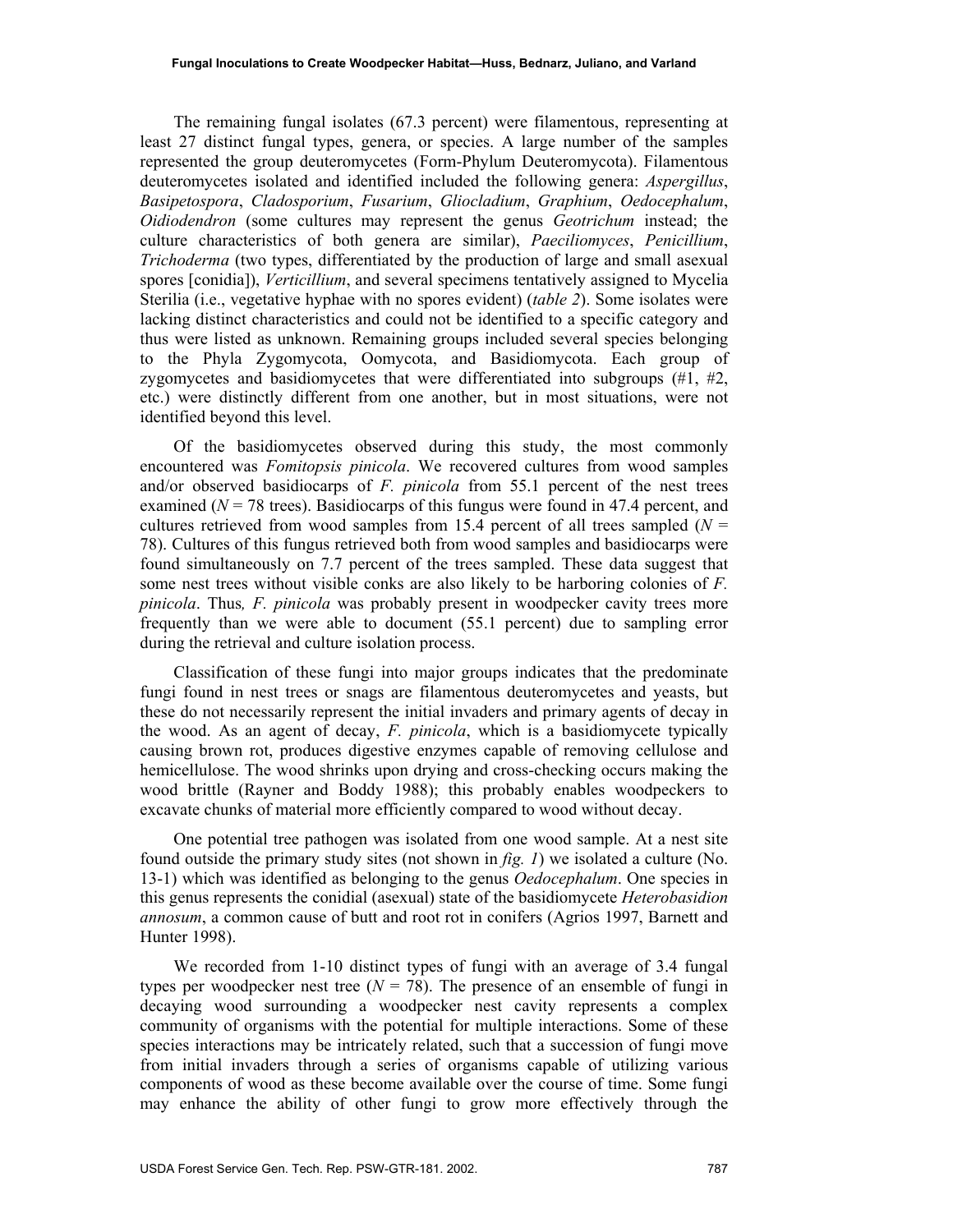The remaining fungal isolates (67.3 percent) were filamentous, representing at least 27 distinct fungal types, genera, or species. A large number of the samples represented the group deuteromycetes (Form-Phylum Deuteromycota). Filamentous deuteromycetes isolated and identified included the following genera: *Aspergillus*, *Basipetospora*, *Cladosporium*, *Fusarium*, *Gliocladium*, *Graphium*, *Oedocephalum*, *Oidiodendron* (some cultures may represent the genus *Geotrichum* instead; the culture characteristics of both genera are similar), *Paeciliomyces*, *Penicillium*, *Trichoderma* (two types, differentiated by the production of large and small asexual spores [conidia]), *Verticillium*, and several specimens tentatively assigned to Mycelia Sterilia (i.e., vegetative hyphae with no spores evident) (*table 2*). Some isolates were lacking distinct characteristics and could not be identified to a specific category and thus were listed as unknown. Remaining groups included several species belonging to the Phyla Zygomycota, Oomycota, and Basidiomycota. Each group of zygomycetes and basidiomycetes that were differentiated into subgroups (#1, #2, etc.) were distinctly different from one another, but in most situations, were not identified beyond this level.

Of the basidiomycetes observed during this study, the most commonly encountered was *Fomitopsis pinicola*. We recovered cultures from wood samples and/or observed basidiocarps of *F. pinicola* from 55.1 percent of the nest trees examined (*N* = 78 trees). Basidiocarps of this fungus were found in 47.4 percent, and cultures retrieved from wood samples from 15.4 percent of all trees sampled (*N* = 78). Cultures of this fungus retrieved both from wood samples and basidiocarps were found simultaneously on 7.7 percent of the trees sampled. These data suggest that some nest trees without visible conks are also likely to be harboring colonies of *F. pinicola*. Thus, *F. pinicola* was probably present in woodpecker cavity trees more frequently than we were able to document (55.1 percent) due to sampling error during the retrieval and culture isolation process.

Classification of these fungi into major groups indicates that the predominate fungi found in nest trees or snags are filamentous deuteromycetes and yeasts, but these do not necessarily represent the initial invaders and primary agents of decay in the wood. As an agent of decay, *F. pinicola*, which is a basidiomycete typically causing brown rot, produces digestive enzymes capable of removing cellulose and hemicellulose. The wood shrinks upon drying and cross-checking occurs making the wood brittle (Rayner and Boddy 1988); this probably enables woodpeckers to excavate chunks of material more efficiently compared to wood without decay.

One potential tree pathogen was isolated from one wood sample. At a nest site found outside the primary study sites (not shown in *fig. 1*) we isolated a culture (No. 13-1) which was identified as belonging to the genus *Oedocephalum*. One species in this genus represents the conidial (asexual) state of the basidiomycete *Heterobasidion annosum*, a common cause of butt and root rot in conifers (Agrios 1997, Barnett and Hunter 1998).

We recorded from 1-10 distinct types of fungi with an average of 3.4 fungal types per woodpecker nest tree (*N* = 78). The presence of an ensemble of fungi in decaying wood surrounding a woodpecker nest cavity represents a complex community of organisms with the potential for multiple interactions. Some of these species interactions may be intricately related, such that a succession of fungi move from initial invaders through a series of organisms capable of utilizing various components of wood as these become available over the course of time. Some fungi may enhance the ability of other fungi to grow more effectively through the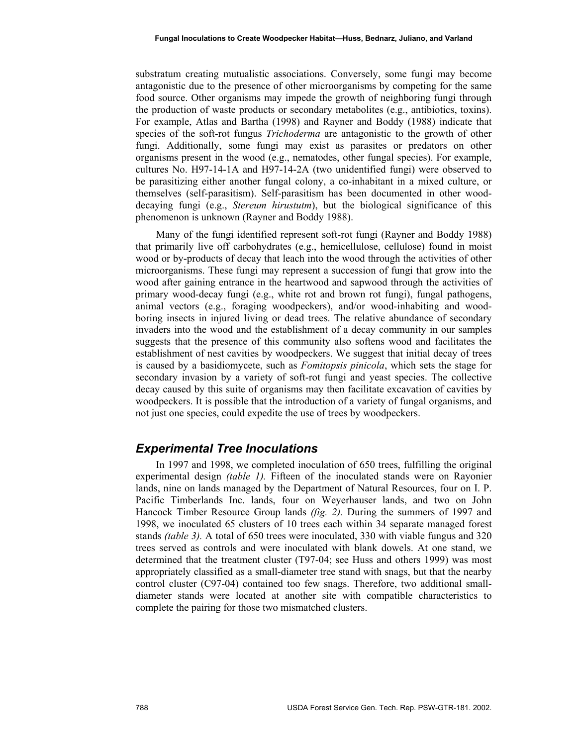substratum creating mutualistic associations. Conversely, some fungi may become antagonistic due to the presence of other microorganisms by competing for the same food source. Other organisms may impede the growth of neighboring fungi through the production of waste products or secondary metabolites (e.g., antibiotics, toxins). For example, Atlas and Bartha (1998) and Rayner and Boddy (1988) indicate that species of the soft-rot fungus *Trichoderma* are antagonistic to the growth of other fungi. Additionally, some fungi may exist as parasites or predators on other organisms present in the wood (e.g., nematodes, other fungal species). For example, cultures No. H97-14-1A and H97-14-2A (two unidentified fungi) were observed to be parasitizing either another fungal colony, a co-inhabitant in a mixed culture, or themselves (self-parasitism). Self-parasitism has been documented in other wood-decaying fungi (e.g., *Stereum hirustutm*), but the biological significance of this phenomenon is unknown (Rayner and Boddy 1988).

Many of the fungi identified represent soft-rot fungi (Rayner and Boddy 1988) that primarily live off carbohydrates (e.g., hemicellulose, cellulose) found in moist wood or by-products of decay that leach into the wood through the activities of other microorganisms. These fungi may represent a succession of fungi that grow into the wood after gaining entrance in the heartwood and sapwood through the activities of primary wood-decay fungi (e.g., white rot and brown rot fungi), fungal pathogens, animal vectors (e.g., foraging woodpeckers), and/or wood-inhabiting and wood-boring insects in injured living or dead trees. The relative abundance of secondary invaders into the wood and the establishment of a decay community in our samples suggests that the presence of this community also softens wood and facilitates the establishment of nest cavities by woodpeckers. We suggest that initial decay of trees is caused by a basidiomycete, such as *Fomitopsis pinicola*, which sets the stage for secondary invasion by a variety of soft-rot fungi and yeast species. The collective decay caused by this suite of organisms may then facilitate excavation of cavities by woodpeckers. It is possible that the introduction of a variety of fungal organisms, and not just one species, could expedite the use of trees by woodpeckers.

## Experimental Tree Inoculations

In 1997 and 1998, we completed inoculation of 650 trees, fulfilling the original experimental design *(table 1).* Fifteen of the inoculated stands were on Rayonier lands, nine on lands managed by the Department of Natural Resources, four on I. P. Pacific Timberlands Inc. lands, four on Weyerhauser lands, and two on John Hancock Timber Resource Group lands *(fig. 2).* During the summers of 1997 and 1998, we inoculated 65 clusters of 10 trees each within 34 separate managed forest stands *(table 3).* A total of 650 trees were inoculated, 330 with viable fungus and 320 trees served as controls and were inoculated with blank dowels. At one stand, we determined that the treatment cluster (T97-04; see Huss and others 1999) was most appropriately classified as a small-diameter tree stand with snags, but that the nearby control cluster (C97-04) contained too few snags. Therefore, two additional small-diameter stands were located at another site with compatible characteristics to complete the pairing for those two mismatched clusters.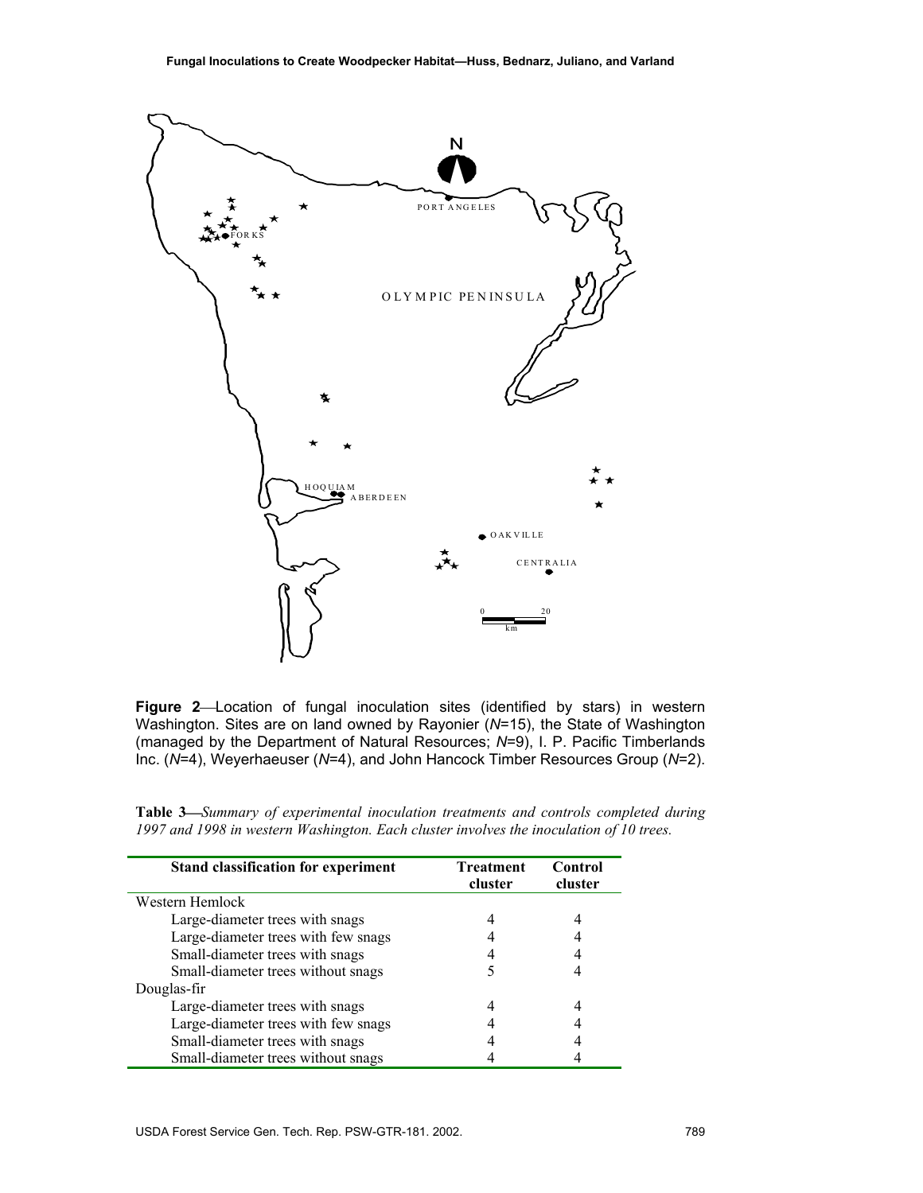**Figure 2**—Location of fungal inoculation sites (identified by stars) in western Washington. Sites are on land owned by Rayonier (*N*=15), the State of Washington (managed by the Department of Natural Resources; *N*=9), I. P. Pacific Timberlands Inc. (*N*=4), Weyerhaeuser (*N*=4), and John Hancock Timber Resources Group (*N*=2).

**Table 3**—*Summary of experimental inoculation treatments and controls completed during 1997 and 1998 in western Washington. Each cluster involves the inoculation of 10 trees.*

| Stand classification for experiment | Treatment cluster | Control cluster |
|---|---|---|
| Western Hemlock | | |
| Large-diameter trees with snags | 4 | 4 |
| Large-diameter trees with few snags | 4 | 4 |
| Small-diameter trees with snags | 4 | 4 |
| Small-diameter trees without snags | 5 | 4 |
| Douglas-fir | | |
| Large-diameter trees with snags | 4 | 4 |
| Large-diameter trees with few snags | 4 | 4 |
| Small-diameter trees with snags | 4 | 4 |
| Small-diameter trees without snags | 4 | 4 |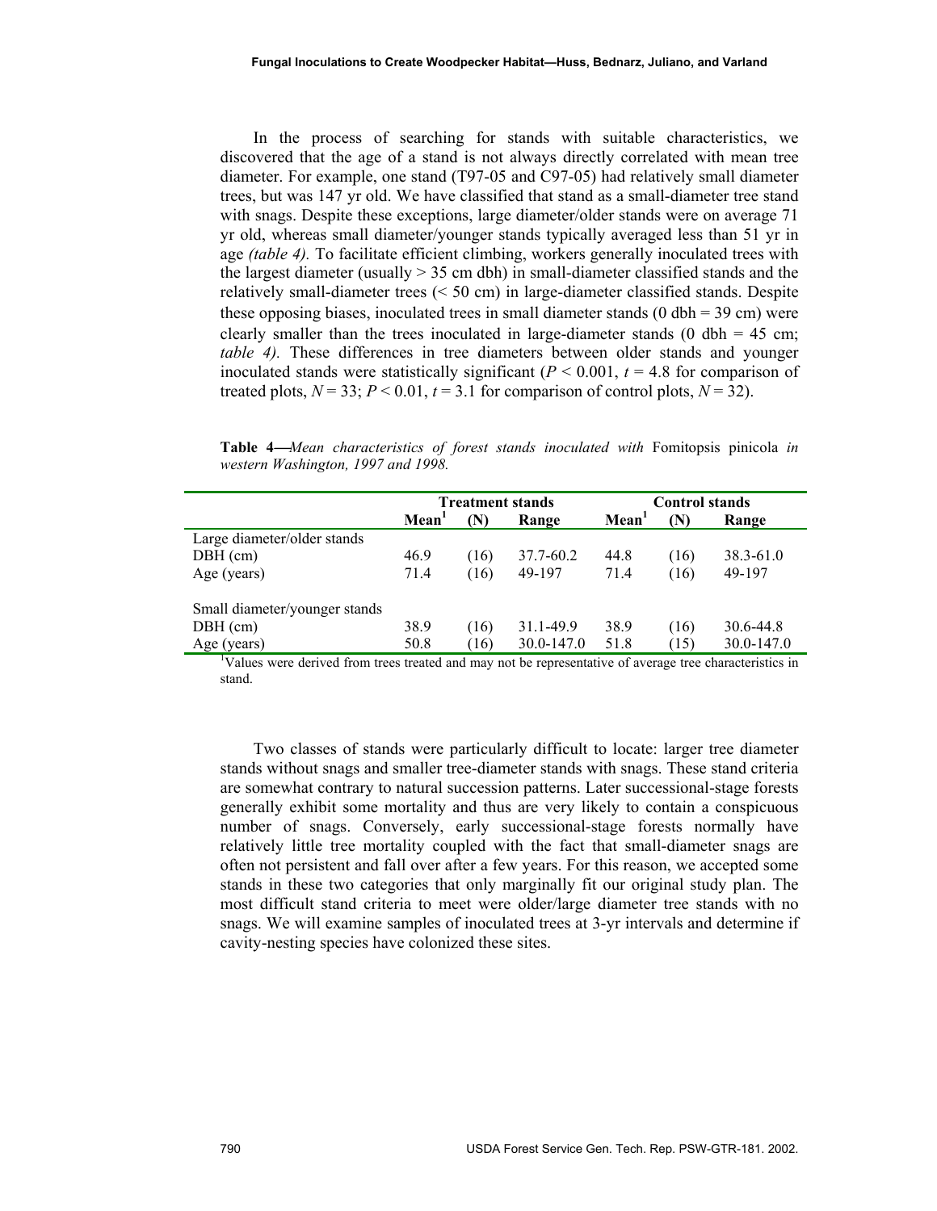In the process of searching for stands with suitable characteristics, we discovered that the age of a stand is not always directly correlated with mean tree diameter. For example, one stand (T97-05 and C97-05) had relatively small diameter trees, but was 147 yr old. We have classified that stand as a small-diameter tree stand with snags. Despite these exceptions, large diameter/older stands were on average 71 yr old, whereas small diameter/younger stands typically averaged less than 51 yr in age *(table 4).* To facilitate efficient climbing, workers generally inoculated trees with the largest diameter (usually > 35 cm dbh) in small-diameter classified stands and the relatively small-diameter trees (< 50 cm) in large-diameter classified stands. Despite these opposing biases, inoculated trees in small diameter stands (0 dbh = 39 cm) were clearly smaller than the trees inoculated in large-diameter stands (0 dbh = 45 cm; *table 4).* These differences in tree diameters between older stands and younger inoculated stands were statistically significant ($P < 0.001$, $t = 4.8$ for comparison of treated plots, $N = 33$; $P < 0.01$, $t = 3.1$ for comparison of control plots, $N = 32$).

**Table 4**—*Mean characteristics of forest stands inoculated with* Fomitopsis pinicola *in western Washington, 1997 and 1998.*

| | Treatment stands | | | Control stands | | |
|---|---|---|---|---|---|---|
| | **Mean[1]** | **(N)** | **Range** | **Mean[1]** | **(N)** | **Range** |
| Large diameter/older stands | | | | | | |
| DBH (cm) | 46.9 | (16) | 37.7-60.2 | 44.8 | (16) | 38.3-61.0 |
| Age (years) | 71.4 | (16) | 49-197 | 71.4 | (16) | 49-197 |
| Small diameter/younger stands | | | | | | |
| DBH (cm) | 38.9 | (16) | 31.1-49.9 | 38.9 | (16) | 30.6-44.8 |
| Age (years) | 50.8 | (16) | 30.0-147.0 | 51.8 | (15) | 30.0-147.0 |

[1]Values were derived from trees treated and may not be representative of average tree characteristics in stand.

Two classes of stands were particularly difficult to locate: larger tree diameter stands without snags and smaller tree-diameter stands with snags. These stand criteria are somewhat contrary to natural succession patterns. Later successional-stage forests generally exhibit some mortality and thus are very likely to contain a conspicuous number of snags. Conversely, early successional-stage forests normally have relatively little tree mortality coupled with the fact that small-diameter snags are often not persistent and fall over after a few years. For this reason, we accepted some stands in these two categories that only marginally fit our original study plan. The most difficult stand criteria to meet were older/large diameter tree stands with no snags. We will examine samples of inoculated trees at 3-yr intervals and determine if cavity-nesting species have colonized these sites.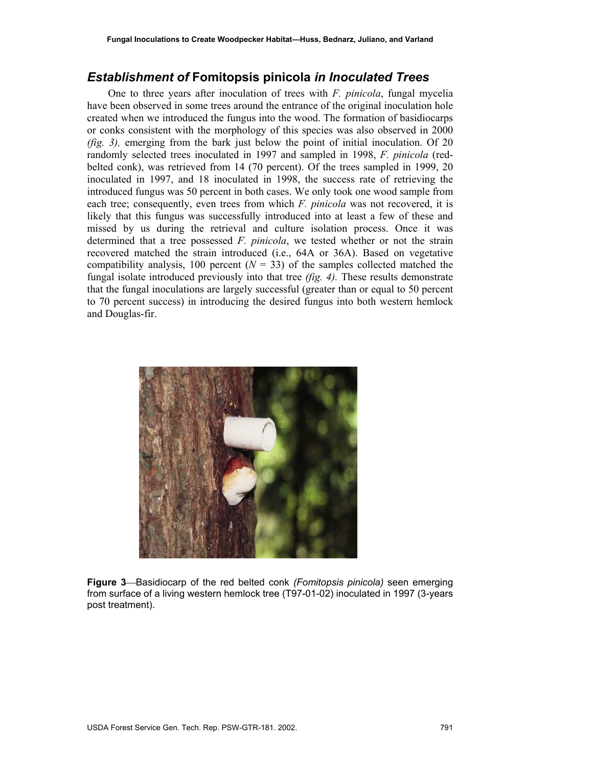## *Establishment of* Fomitopsis pinicola *in Inoculated Trees*

One to three years after inoculation of trees with *F. pinicola*, fungal mycelia have been observed in some trees around the entrance of the original inoculation hole created when we introduced the fungus into the wood. The formation of basidiocarps or conks consistent with the morphology of this species was also observed in 2000 *(fig. 3),* emerging from the bark just below the point of initial inoculation. Of 20 randomly selected trees inoculated in 1997 and sampled in 1998, *F. pinicola* (red-belted conk), was retrieved from 14 (70 percent). Of the trees sampled in 1999, 20 inoculated in 1997, and 18 inoculated in 1998, the success rate of retrieving the introduced fungus was 50 percent in both cases. We only took one wood sample from each tree; consequently, even trees from which *F. pinicola* was not recovered, it is likely that this fungus was successfully introduced into at least a few of these and missed by us during the retrieval and culture isolation process. Once it was determined that a tree possessed *F. pinicola*, we tested whether or not the strain recovered matched the strain introduced (i.e., 64A or 36A). Based on vegetative compatibility analysis, 100 percent ($N$ = 33) of the samples collected matched the fungal isolate introduced previously into that tree *(fig. 4).* These results demonstrate that the fungal inoculations are largely successful (greater than or equal to 50 percent to 70 percent success) in introducing the desired fungus into both western hemlock and Douglas-fir.

**Figure 3**—Basidiocarp of the red belted conk *(Fomitopsis pinicola)* seen emerging from surface of a living western hemlock tree (T97-01-02) inoculated in 1997 (3-years post treatment).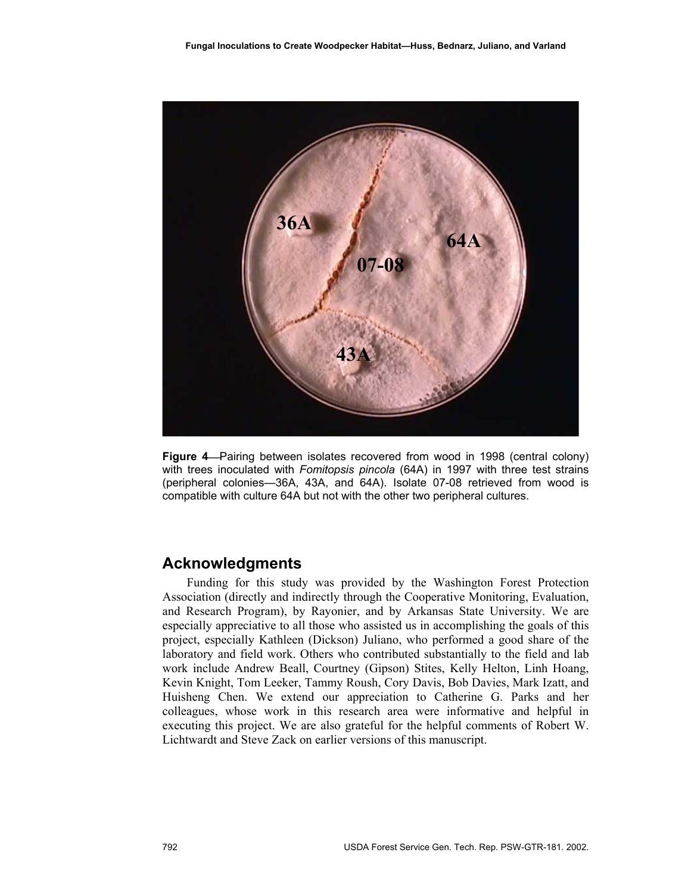**Figure 4**—Pairing between isolates recovered from wood in 1998 (central colony) with trees inoculated with *Fomitopsis pincola* (64A) in 1997 with three test strains (peripheral colonies—36A, 43A, and 64A). Isolate 07-08 retrieved from wood is compatible with culture 64A but not with the other two peripheral cultures.

## Acknowledgments

Funding for this study was provided by the Washington Forest Protection Association (directly and indirectly through the Cooperative Monitoring, Evaluation, and Research Program), by Rayonier, and by Arkansas State University. We are especially appreciative to all those who assisted us in accomplishing the goals of this project, especially Kathleen (Dickson) Juliano, who performed a good share of the laboratory and field work. Others who contributed substantially to the field and lab work include Andrew Beall, Courtney (Gipson) Stites, Kelly Helton, Linh Hoang, Kevin Knight, Tom Leeker, Tammy Roush, Cory Davis, Bob Davies, Mark Izatt, and Huisheng Chen. We extend our appreciation to Catherine G. Parks and her colleagues, whose work in this research area were informative and helpful in executing this project. We are also grateful for the helpful comments of Robert W. Lichtwardt and Steve Zack on earlier versions of this manuscript.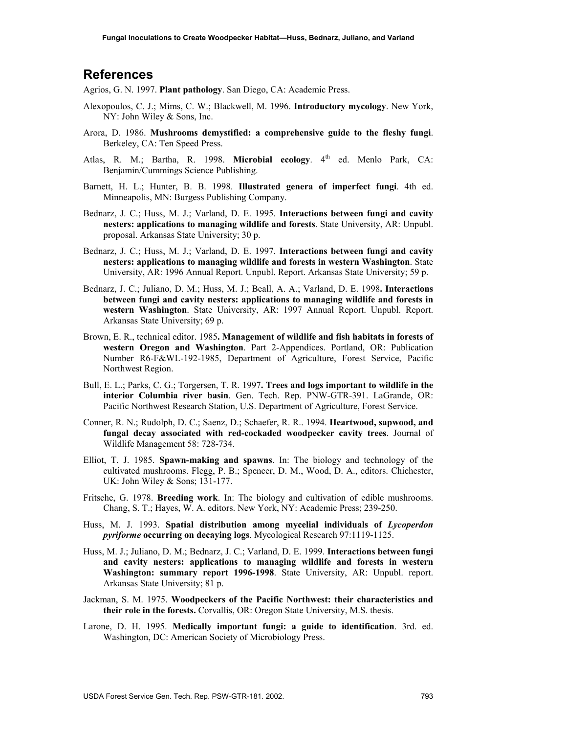## References

Agrios, G. N. 1997. **Plant pathology**. San Diego, CA: Academic Press.

Alexopoulos, C. J.; Mims, C. W.; Blackwell, M. 1996. **Introductory mycology**. New York, NY: John Wiley & Sons, Inc.

Arora, D. 1986. **Mushrooms demystified: a comprehensive guide to the fleshy fungi**. Berkeley, CA: Ten Speed Press.

Atlas, R. M.; Bartha, R. 1998. **Microbial ecology**. 4th ed. Menlo Park, CA: Benjamin/Cummings Science Publishing.

Barnett, H. L.; Hunter, B. B. 1998. **Illustrated genera of imperfect fungi**. 4th ed. Minneapolis, MN: Burgess Publishing Company.

Bednarz, J. C.; Huss, M. J.; Varland, D. E. 1995. **Interactions between fungi and cavity nesters: applications to managing wildlife and forests**. State University, AR: Unpubl. proposal. Arkansas State University; 30 p.

Bednarz, J. C.; Huss, M. J.; Varland, D. E. 1997. **Interactions between fungi and cavity nesters: applications to managing wildlife and forests in western Washington**. State University, AR: 1996 Annual Report. Unpubl. Report. Arkansas State University; 59 p.

Bednarz, J. C.; Juliano, D. M.; Huss, M. J.; Beall, A. A.; Varland, D. E. 1998**. Interactions between fungi and cavity nesters: applications to managing wildlife and forests in western Washington**. State University, AR: 1997 Annual Report. Unpubl. Report. Arkansas State University; 69 p.

Brown, E. R., technical editor. 1985**. Management of wildlife and fish habitats in forests of western Oregon and Washington**. Part 2-Appendices. Portland, OR: Publication Number R6-F&WL-192-1985, Department of Agriculture, Forest Service, Pacific Northwest Region.

Bull, E. L.; Parks, C. G.; Torgersen, T. R. 1997**. Trees and logs important to wildlife in the interior Columbia river basin**. Gen. Tech. Rep. PNW-GTR-391. LaGrande, OR: Pacific Northwest Research Station, U.S. Department of Agriculture, Forest Service.

Conner, R. N.; Rudolph, D. C.; Saenz, D.; Schaefer, R. R.. 1994. **Heartwood, sapwood, and fungal decay associated with red-cockaded woodpecker cavity trees**. Journal of Wildlife Management 58: 728-734.

Elliot, T. J. 1985. **Spawn-making and spawns**. In: The biology and technology of the cultivated mushrooms. Flegg, P. B.; Spencer, D. M., Wood, D. A., editors. Chichester, UK: John Wiley & Sons; 131-177.

Fritsche, G. 1978. **Breeding work**. In: The biology and cultivation of edible mushrooms. Chang, S. T.; Hayes, W. A. editors. New York, NY: Academic Press; 239-250.

Huss, M. J. 1993. **Spatial distribution among mycelial individuals of *Lycoperdon pyriforme* occurring on decaying logs**. Mycological Research 97:1119-1125.

Huss, M. J.; Juliano, D. M.; Bednarz, J. C.; Varland, D. E. 1999. **Interactions between fungi and cavity nesters: applications to managing wildlife and forests in western Washington: summary report 1996-1998**. State University, AR: Unpubl. report. Arkansas State University; 81 p.

Jackman, S. M. 1975. **Woodpeckers of the Pacific Northwest: their characteristics and their role in the forests.** Corvallis, OR: Oregon State University, M.S. thesis.

Larone, D. H. 1995. **Medically important fungi: a guide to identification**. 3rd. ed. Washington, DC: American Society of Microbiology Press.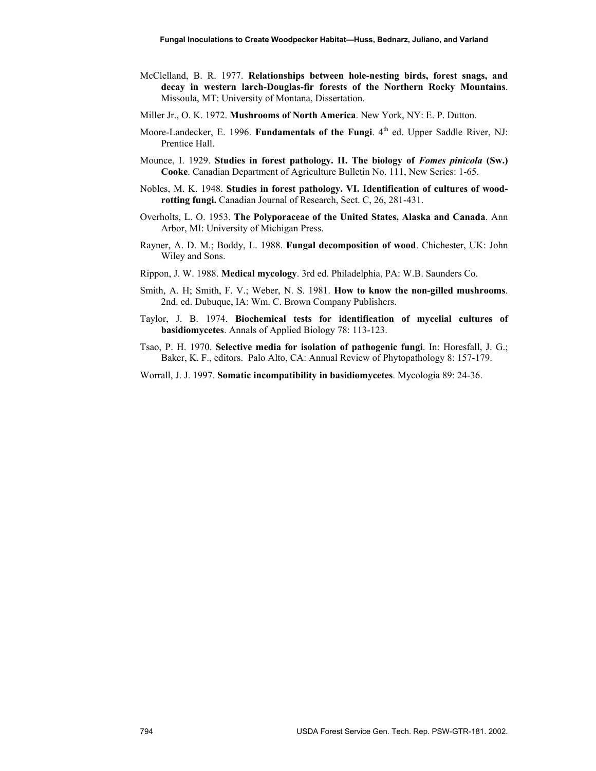McClelland, B. R. 1977. **Relationships between hole-nesting birds, forest snags, and decay in western larch-Douglas-fir forests of the Northern Rocky Mountains**. Missoula, MT: University of Montana, Dissertation.

Miller Jr., O. K. 1972. **Mushrooms of North America**. New York, NY: E. P. Dutton.

Moore-Landecker, E. 1996. **Fundamentals of the Fungi**. 4th ed. Upper Saddle River, NJ: Prentice Hall.

Mounce, I. 1929. **Studies in forest pathology. II. The biology of *Fomes pinicola* (Sw.) Cooke**. Canadian Department of Agriculture Bulletin No. 111, New Series: 1-65.

Nobles, M. K. 1948. **Studies in forest pathology. VI. Identification of cultures of wood-rotting fungi.** Canadian Journal of Research, Sect. C, 26, 281-431.

Overholts, L. O. 1953. **The Polyporaceae of the United States, Alaska and Canada**. Ann Arbor, MI: University of Michigan Press.

Rayner, A. D. M.; Boddy, L. 1988. **Fungal decomposition of wood**. Chichester, UK: John Wiley and Sons.

Rippon, J. W. 1988. **Medical mycology**. 3rd ed. Philadelphia, PA: W.B. Saunders Co.

Smith, A. H; Smith, F. V.; Weber, N. S. 1981. **How to know the non-gilled mushrooms**. 2nd. ed. Dubuque, IA: Wm. C. Brown Company Publishers.

Taylor, J. B. 1974. **Biochemical tests for identification of mycelial cultures of basidiomycetes**. Annals of Applied Biology 78: 113-123.

Tsao, P. H. 1970. **Selective media for isolation of pathogenic fungi**. In: Horesfall, J. G.; Baker, K. F., editors. Palo Alto, CA: Annual Review of Phytopathology 8: 157-179.

Worrall, J. J. 1997. **Somatic incompatibility in basidiomycetes**. Mycologia 89: 24-36.